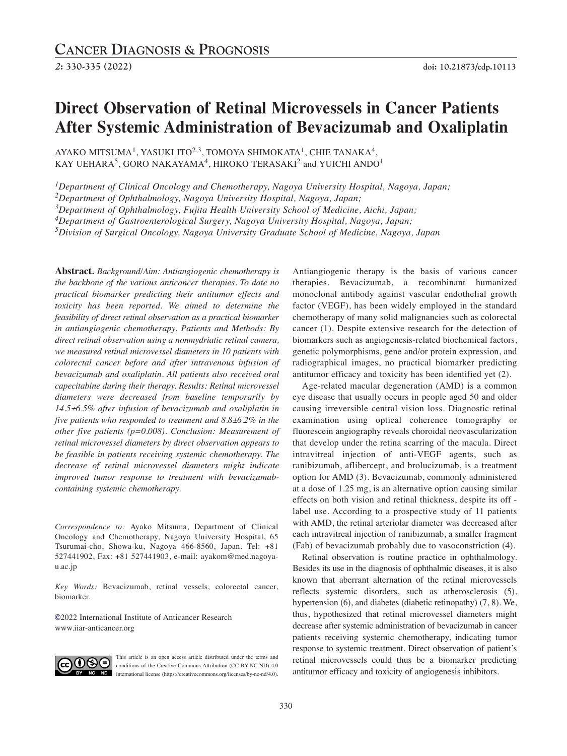# Direct Observation of Retinal Microvessels in Cancer Patients After Systemic Administration of Bevacizumab and Oxaliplatin

AYAKO MITSUMA[1], YASUKI ITO[2,3], TOMOYA SHIMOKATA[1], CHIE TANAKA[4], KAY UEHARA[5], GORO NAKAYAMA[4], HIROKO TERASAKI[2] and YUICHI ANDO[1]

*[1]Department of Clinical Oncology and Chemotherapy, Nagoya University Hospital, Nagoya, Japan;*
*[2]Department of Ophthalmology, Nagoya University Hospital, Nagoya, Japan;*
*[3]Department of Ophthalmology, Fujita Health University School of Medicine, Aichi, Japan;*
*[4]Department of Gastroenterological Surgery, Nagoya University Hospital, Nagoya, Japan;*
*[5]Division of Surgical Oncology, Nagoya University Graduate School of Medicine, Nagoya, Japan*

**Abstract.** *Background/Aim: Antiangiogenic chemotherapy is the backbone of the various anticancer therapies. To date no practical biomarker predicting their antitumor effects and toxicity has been reported. We aimed to determine the feasibility of direct retinal observation as a practical biomarker in antiangiogenic chemotherapy. Patients and Methods: By direct retinal observation using a nonmydriatic retinal camera, we measured retinal microvessel diameters in 10 patients with colorectal cancer before and after intravenous infusion of bevacizumab and oxaliplatin. All patients also received oral capecitabine during their therapy. Results: Retinal microvessel diameters were decreased from baseline temporarily by 14.5±6.5% after infusion of bevacizumab and oxaliplatin in five patients who responded to treatment and 8.8±6.2% in the other five patients (p=0.008). Conclusion: Measurement of retinal microvessel diameters by direct observation appears to be feasible in patients receiving systemic chemotherapy. The decrease of retinal microvessel diameters might indicate improved tumor response to treatment with bevacizumab-containing systemic chemotherapy.*

*Correspondence to:* Ayako Mitsuma, Department of Clinical Oncology and Chemotherapy, Nagoya University Hospital, 65 Tsurumai-cho, Showa-ku, Nagoya 466-8560, Japan. Tel: +81 527441902, Fax: +81 527441903, e-mail: ayakom@med.nagoya-u.ac.jp

*Key Words:* Bevacizumab, retinal vessels, colorectal cancer, biomarker.

©2022 International Institute of Anticancer Research
www.iiar-anticancer.org

This article is an open access article distributed under the terms and conditions of the Creative Commons Attribution (CC BY-NC-ND) 4.0 international license (https://creativecommons.org/licenses/by-nc-nd/4.0).

Antiangiogenic therapy is the basis of various cancer therapies. Bevacizumab, a recombinant humanized monoclonal antibody against vascular endothelial growth factor (VEGF), has been widely employed in the standard chemotherapy of many solid malignancies such as colorectal cancer (1). Despite extensive research for the detection of biomarkers such as angiogenesis-related biochemical factors, genetic polymorphisms, gene and/or protein expression, and radiographical images, no practical biomarker predicting antitumor efficacy and toxicity has been identified yet (2).

Age-related macular degeneration (AMD) is a common eye disease that usually occurs in people aged 50 and older causing irreversible central vision loss. Diagnostic retinal examination using optical coherence tomography or fluorescein angiography reveals choroidal neovascularization that develop under the retina scarring of the macula. Direct intravitreal injection of anti-VEGF agents, such as ranibizumab, aflibercept, and brolucizumab, is a treatment option for AMD (3). Bevacizumab, commonly administered at a dose of 1.25 mg, is an alternative option causing similar effects on both vision and retinal thickness, despite its off - label use. According to a prospective study of 11 patients with AMD, the retinal arteriolar diameter was decreased after each intravitreal injection of ranibizumab, a smaller fragment (Fab) of bevacizumab probably due to vasoconstriction (4).

Retinal observation is routine practice in ophthalmology. Besides its use in the diagnosis of ophthalmic diseases, it is also known that aberrant alternation of the retinal microvessels reflects systemic disorders, such as atherosclerosis (5), hypertension (6), and diabetes (diabetic retinopathy) (7, 8). We, thus, hypothesized that retinal microvessel diameters might decrease after systemic administration of bevacizumab in cancer patients receiving systemic chemotherapy, indicating tumor response to systemic treatment. Direct observation of patient's retinal microvessels could thus be a biomarker predicting antitumor efficacy and toxicity of angiogenesis inhibitors.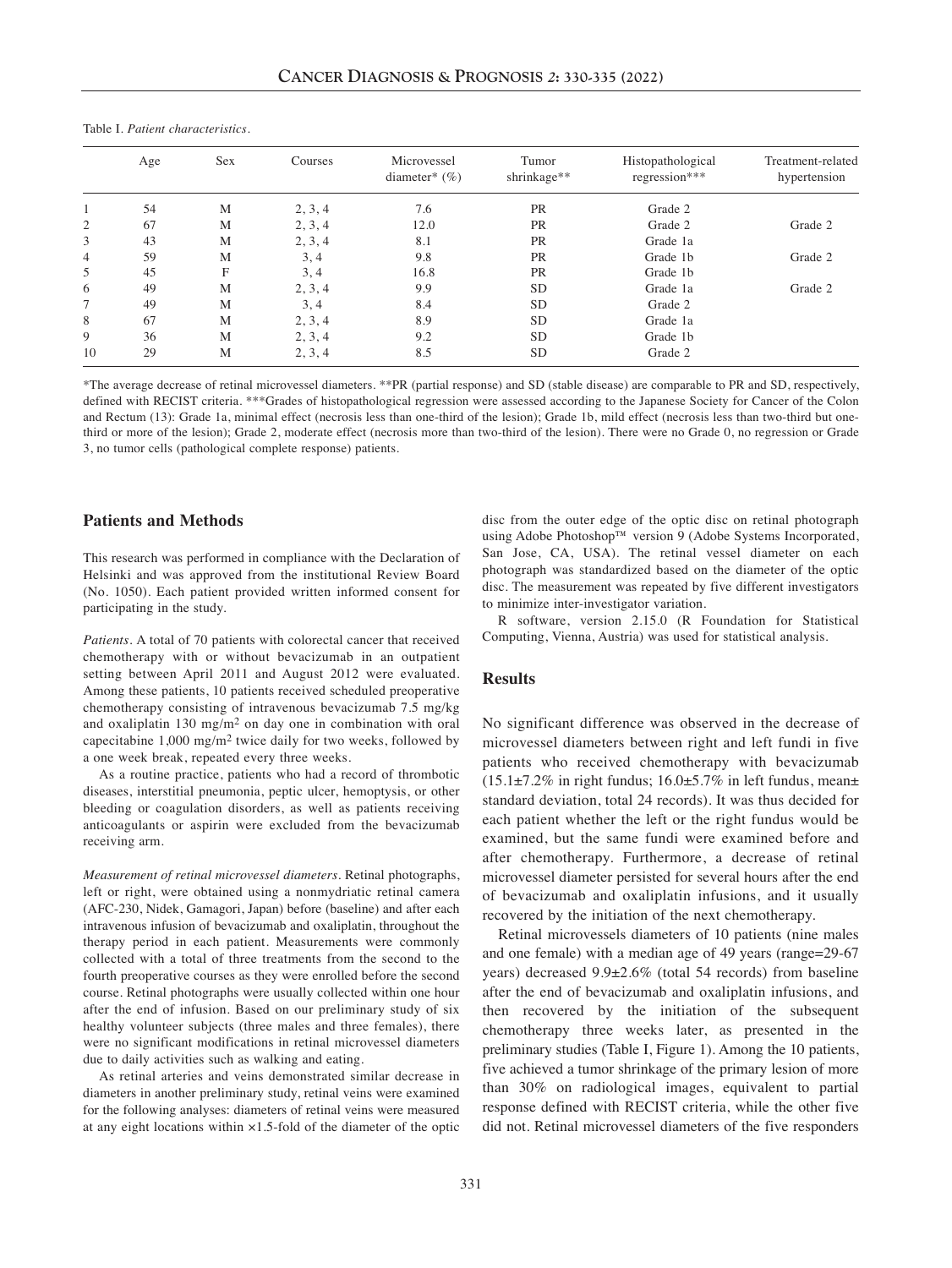Table I. *Patient characteristics.*

| | Age | Sex | Courses | Microvessel diameter* (%) | Tumor shrinkage** | Histopathological regression*** | Treatment-related hypertension |
|---|---|---|---|---|---|---|---|
| 1 | 54 | M | 2, 3, 4 | 7.6 | PR | Grade 2 | |
| 2 | 67 | M | 2, 3, 4 | 12.0 | PR | Grade 2 | Grade 2 |
| 3 | 43 | M | 2, 3, 4 | 8.1 | PR | Grade 1a | |
| 4 | 59 | M | 3, 4 | 9.8 | PR | Grade 1b | Grade 2 |
| 5 | 45 | F | 3, 4 | 16.8 | PR | Grade 1b | |
| 6 | 49 | M | 2, 3, 4 | 9.9 | SD | Grade 1a | Grade 2 |
| 7 | 49 | M | 3, 4 | 8.4 | SD | Grade 2 | |
| 8 | 67 | M | 2, 3, 4 | 8.9 | SD | Grade 1a | |
| 9 | 36 | M | 2, 3, 4 | 9.2 | SD | Grade 1b | |
| 10 | 29 | M | 2, 3, 4 | 8.5 | SD | Grade 2 | |

*The average decrease of retinal microvessel diameters. **PR (partial response) and SD (stable disease) are comparable to PR and SD, respectively, defined with RECIST criteria. ***Grades of histopathological regression were assessed according to the Japanese Society for Cancer of the Colon and Rectum (13): Grade 1a, minimal effect (necrosis less than one-third of the lesion); Grade 1b, mild effect (necrosis less than two-third but one-third or more of the lesion); Grade 2, moderate effect (necrosis more than two-third of the lesion). There were no Grade 0, no regression or Grade 3, no tumor cells (pathological complete response) patients.

## Patients and Methods

This research was performed in compliance with the Declaration of Helsinki and was approved from the institutional Review Board (No. 1050). Each patient provided written informed consent for participating in the study.

*Patients.* A total of 70 patients with colorectal cancer that received chemotherapy with or without bevacizumab in an outpatient setting between April 2011 and August 2012 were evaluated. Among these patients, 10 patients received scheduled preoperative chemotherapy consisting of intravenous bevacizumab 7.5 mg/kg and oxaliplatin 130 mg/$m^2$ on day one in combination with oral capecitabine 1,000 mg/$m^2$ twice daily for two weeks, followed by a one week break, repeated every three weeks.

As a routine practice, patients who had a record of thrombotic diseases, interstitial pneumonia, peptic ulcer, hemoptysis, or other bleeding or coagulation disorders, as well as patients receiving anticoagulants or aspirin were excluded from the bevacizumab receiving arm.

*Measurement of retinal microvessel diameters.* Retinal photographs, left or right, were obtained using a nonmydriatic retinal camera (AFC-230, Nidek, Gamagori, Japan) before (baseline) and after each intravenous infusion of bevacizumab and oxaliplatin, throughout the therapy period in each patient. Measurements were commonly collected with a total of three treatments from the second to the fourth preoperative courses as they were enrolled before the second course. Retinal photographs were usually collected within one hour after the end of infusion. Based on our preliminary study of six healthy volunteer subjects (three males and three females), there were no significant modifications in retinal microvessel diameters due to daily activities such as walking and eating.

As retinal arteries and veins demonstrated similar decrease in diameters in another preliminary study, retinal veins were examined for the following analyses: diameters of retinal veins were measured at any eight locations within ×1.5-fold of the diameter of the optic disc from the outer edge of the optic disc on retinal photograph using Adobe Photoshop™ version 9 (Adobe Systems Incorporated, San Jose, CA, USA). The retinal vessel diameter on each photograph was standardized based on the diameter of the optic disc. The measurement was repeated by five different investigators to minimize inter-investigator variation.

R software, version 2.15.0 (R Foundation for Statistical Computing, Vienna, Austria) was used for statistical analysis.

## Results

No significant difference was observed in the decrease of microvessel diameters between right and left fundi in five patients who received chemotherapy with bevacizumab (15.1±7.2% in right fundus; 16.0±5.7% in left fundus, mean± standard deviation, total 24 records). It was thus decided for each patient whether the left or the right fundus would be examined, but the same fundi were examined before and after chemotherapy. Furthermore, a decrease of retinal microvessel diameter persisted for several hours after the end of bevacizumab and oxaliplatin infusions, and it usually recovered by the initiation of the next chemotherapy.

Retinal microvessels diameters of 10 patients (nine males and one female) with a median age of 49 years (range=29-67 years) decreased 9.9±2.6% (total 54 records) from baseline after the end of bevacizumab and oxaliplatin infusions, and then recovered by the initiation of the subsequent chemotherapy three weeks later, as presented in the preliminary studies (Table I, Figure 1). Among the 10 patients, five achieved a tumor shrinkage of the primary lesion of more than 30% on radiological images, equivalent to partial response defined with RECIST criteria, while the other five did not. Retinal microvessel diameters of the five responders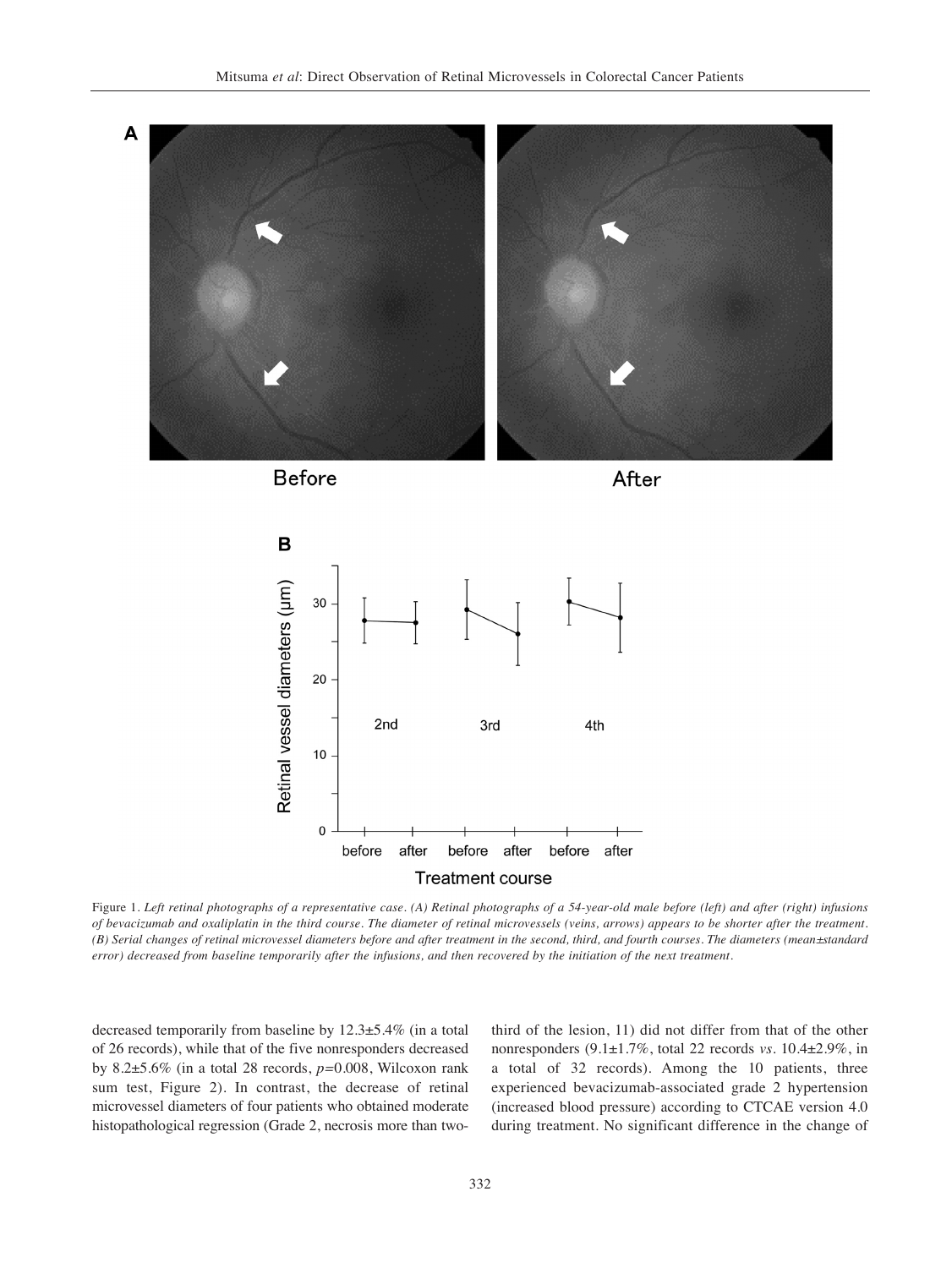A

Before

After

B

Retinal vessel diameters (μm)

30

20

10

0

2nd

3rd

4th

before after before after before after

Treatment course

Figure 1. *Left retinal photographs of a representative case. (A) Retinal photographs of a 54-year-old male before (left) and after (right) infusions of bevacizumab and oxaliplatin in the third course. The diameter of retinal microvessels (veins, arrows) appears to be shorter after the treatment. (B) Serial changes of retinal microvessel diameters before and after treatment in the second, third, and fourth courses. The diameters (mean±standard error) decreased from baseline temporarily after the infusions, and then recovered by the initiation of the next treatment.*

decreased temporarily from baseline by 12.3±5.4% (in a total of 26 records), while that of the five nonresponders decreased by 8.2±5.6% (in a total 28 records, $p=0.008$, Wilcoxon rank sum test, Figure 2). In contrast, the decrease of retinal microvessel diameters of four patients who obtained moderate histopathological regression (Grade 2, necrosis more than two-third of the lesion, 11) did not differ from that of the other nonresponders (9.1±1.7%, total 22 records *vs.* 10.4±2.9%, in a total of 32 records). Among the 10 patients, three experienced bevacizumab-associated grade 2 hypertension (increased blood pressure) according to CTCAE version 4.0 during treatment. No significant difference in the change of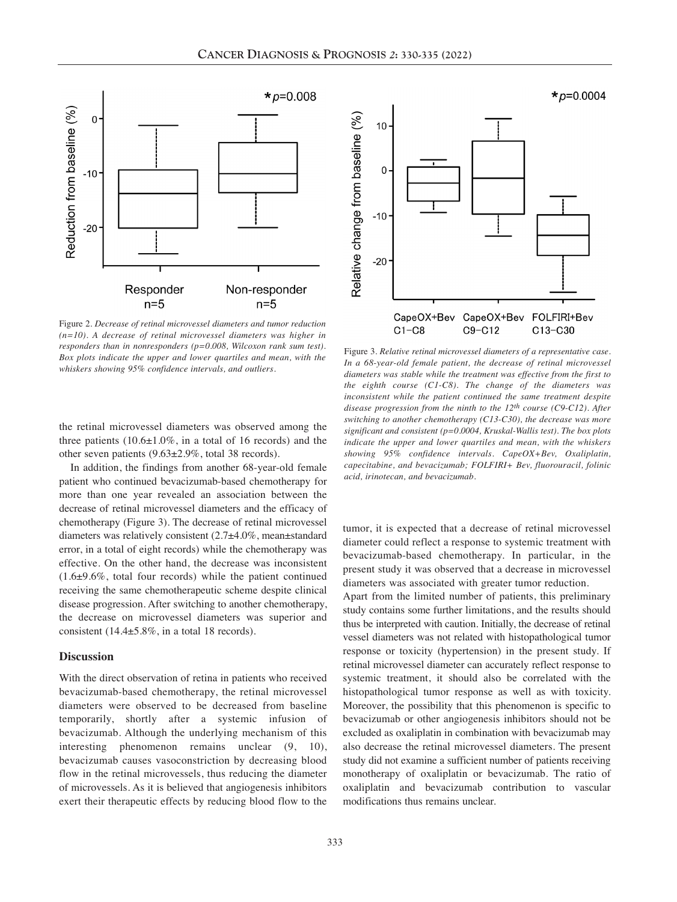*p=0.008

Reduction from baseline (%)

0

-10

-20

Responder
n=5

Non-responder
n=5

Figure 2. *Decrease of retinal microvessel diameters and tumor reduction (n=10). A decrease of retinal microvessel diameters was higher in responders than in nonresponders (p=0.008, Wilcoxon rank sum test). Box plots indicate the upper and lower quartiles and mean, with the whiskers showing 95% confidence intervals, and outliers.*

*p=0.0004

Relative change from baseline (%)

10

0

-10

-20

CapeOX+Bev
C1–C8

CapeOX+Bev
C9–C12

FOLFIRI+Bev
C13–C30

Figure 3. *Relative retinal microvessel diameters of a representative case. In a 68-year-old female patient, the decrease of retinal microvessel diameters was stable while the treatment was effective from the first to the eighth course (C1-C8). The change of the diameters was inconsistent while the patient continued the same treatment despite disease progression from the ninth to the 12th course (C9-C12). After switching to another chemotherapy (C13-C30), the decrease was more significant and consistent (p=0.0004, Kruskal-Wallis test). The box plots indicate the upper and lower quartiles and mean, with the whiskers showing 95% confidence intervals. CapeOX+Bev, Oxaliplatin, capecitabine, and bevacizumab; FOLFIRI+ Bev, fluorouracil, folinic acid, irinotecan, and bevacizumab.*

the retinal microvessel diameters was observed among the three patients (10.6±1.0%, in a total of 16 records) and the other seven patients (9.63±2.9%, total 38 records).

In addition, the findings from another 68-year-old female patient who continued bevacizumab-based chemotherapy for more than one year revealed an association between the decrease of retinal microvessel diameters and the efficacy of chemotherapy (Figure 3). The decrease of retinal microvessel diameters was relatively consistent (2.7±4.0%, mean±standard error, in a total of eight records) while the chemotherapy was effective. On the other hand, the decrease was inconsistent (1.6±9.6%, total four records) while the patient continued receiving the same chemotherapeutic scheme despite clinical disease progression. After switching to another chemotherapy, the decrease on microvessel diameters was superior and consistent (14.4±5.8%, in a total 18 records).

## Discussion

With the direct observation of retina in patients who received bevacizumab-based chemotherapy, the retinal microvessel diameters were observed to be decreased from baseline temporarily, shortly after a systemic infusion of bevacizumab. Although the underlying mechanism of this interesting phenomenon remains unclear (9, 10), bevacizumab causes vasoconstriction by decreasing blood flow in the retinal microvessels, thus reducing the diameter of microvessels. As it is believed that angiogenesis inhibitors exert their therapeutic effects by reducing blood flow to the tumor, it is expected that a decrease of retinal microvessel diameter could reflect a response to systemic treatment with bevacizumab-based chemotherapy. In particular, in the present study it was observed that a decrease in microvessel diameters was associated with greater tumor reduction.

Apart from the limited number of patients, this preliminary study contains some further limitations, and the results should thus be interpreted with caution. Initially, the decrease of retinal vessel diameters was not related with histopathological tumor response or toxicity (hypertension) in the present study. If retinal microvessel diameter can accurately reflect response to systemic treatment, it should also be correlated with the histopathological tumor response as well as with toxicity. Moreover, the possibility that this phenomenon is specific to bevacizumab or other angiogenesis inhibitors should not be excluded as oxaliplatin in combination with bevacizumab may also decrease the retinal microvessel diameters. The present study did not examine a sufficient number of patients receiving monotherapy of oxaliplatin or bevacizumab. The ratio of oxaliplatin and bevacizumab contribution to vascular modifications thus remains unclear.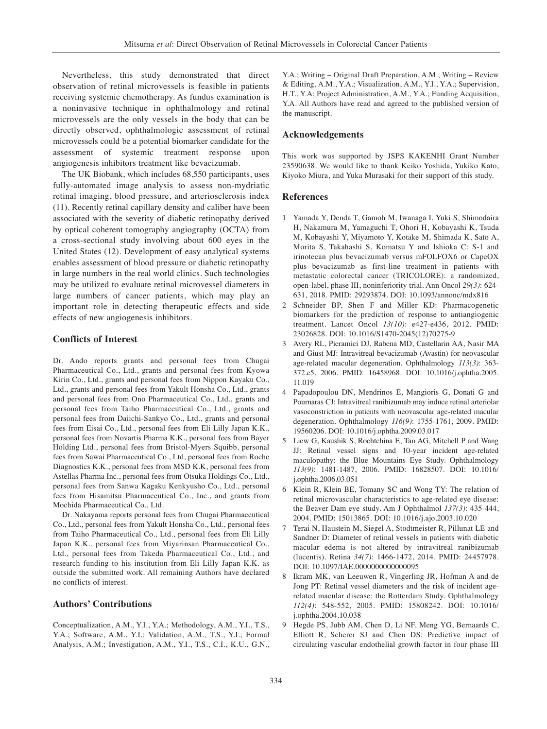Nevertheless, this study demonstrated that direct observation of retinal microvessels is feasible in patients receiving systemic chemotherapy. As fundus examination is a noninvasive technique in ophthalmology and retinal microvessels are the only vessels in the body that can be directly observed, ophthalmologic assessment of retinal microvessels could be a potential biomarker candidate for the assessment of systemic treatment response upon angiogenesis inhibitors treatment like bevacizumab.

The UK Biobank, which includes 68,550 participants, uses fully-automated image analysis to assess non-mydriatic retinal imaging, blood pressure, and arteriosclerosis index (11). Recently retinal capillary density and caliber have been associated with the severity of diabetic retinopathy derived by optical coherent tomography angiography (OCTA) from a cross-sectional study involving about 600 eyes in the United States (12). Development of easy analytical systems enables assessment of blood pressure or diabetic retinopathy in large numbers in the real world clinics. Such technologies may be utilized to evaluate retinal microvessel diameters in large numbers of cancer patients, which may play an important role in detecting therapeutic effects and side effects of new angiogenesis inhibitors.

## Conflicts of Interest

Dr. Ando reports grants and personal fees from Chugai Pharmaceutical Co., Ltd., grants and personal fees from Kyowa Kirin Co., Ltd., grants and personal fees from Nippon Kayaku Co., Ltd., grants and personal fees from Yakult Honsha Co., Ltd., grants and personal fees from Ono Pharmaceutical Co., Ltd., grants and personal fees from Taiho Pharmaceutical Co., Ltd., grants and personal fees from Daiichi-Sankyo Co., Ltd., grants and personal fees from Eisai Co., Ltd., personal fees from Eli Lilly Japan K.K., personal fees from Novartis Pharma K.K., personal fees from Bayer Holding Ltd., personal fees from Bristol-Myers Squibb, personal fees from Sawai Pharmaceutical Co., Ltd, personal fees from Roche Diagnostics K.K., personal fees from MSD K.K, personal fees from Astellas Pharma Inc., personal fees from Otsuka Holdings Co., Ltd., personal fees from Sanwa Kagaku Kenkyusho Co., Ltd., personal fees from Hisamitsu Pharmaceutical Co., Inc., and grants from Mochida Pharmaceutical Co., Ltd.

Dr. Nakayama reports personal fees from Chugai Pharmaceutical Co., Ltd., personal fees from Yakult Honsha Co., Ltd., personal fees from Taiho Pharmaceutical Co., Ltd., personal fees from Eli Lilly Japan K.K., personal fees from Miyarinsan Pharmaceutical Co., Ltd., personal fees from Takeda Pharmaceutical Co., Ltd., and research funding to his institution from Eli Lilly Japan K.K. as outside the submitted work. All remaining Authors have declared no conflicts of interest.

## Authors' Contributions

Conceptualization, A.M., Y.I., Y.A.; Methodology, A.M., Y.I., T.S., Y.A.; Software, A.M., Y.I.; Validation, A.M., T.S., Y.I.; Formal Analysis, A.M.; Investigation, A.M., Y.I., T.S., C.I., K.U., G.N., Y.A.; Writing – Original Draft Preparation, A.M.; Writing – Review & Editing, A.M., Y.A.; Visualization, A.M., Y.I., Y.A.; Supervision, H.T., Y.A; Project Administration, A.M., Y.A.; Funding Acquisition, Y.A. All Authors have read and agreed to the published version of the manuscript.

## Acknowledgements

This work was supported by JSPS KAKENHI Grant Number 23590638. We would like to thank Keiko Yoshida, Yukiko Kato, Kiyoko Miura, and Yuka Murasaki for their support of this study.

## References

1. Yamada Y, Denda T, Gamoh M, Iwanaga I, Yuki S, Shimodaira H, Nakamura M, Yamaguchi T, Ohori H, Kobayashi K, Tsuda M, Kobayashi Y, Miyamoto Y, Kotake M, Shimada K, Sato A, Morita S, Takahashi S, Komatsu Y and Ishioka C: S-1 and irinotecan plus bevacizumab versus mFOLFOX6 or CapeOX plus bevacizumab as first-line treatment in patients with metastatic colorectal cancer (TRICOLORE): a randomized, open-label, phase III, noninferiority trial. Ann Oncol *29(3)*: 624-631, 2018. PMID: 29293874. DOI: 10.1093/annonc/mdx816
2. Schneider BP, Shen F and Miller KD: Pharmacogenetic biomarkers for the prediction of response to antiangiogenic treatment. Lancet Oncol *13(10)*: e427-e436, 2012. PMID: 23026828. DOI: 10.1016/S1470-2045(12)70275-9
3. Avery RL, Pieramici DJ, Rabena MD, Castellarin AA, Nasir MA and Giust MJ: Intravitreal bevacizumab (Avastin) for neovascular age-related macular degeneration. Ophthalmology *113(3)*: 363-372.e5, 2006. PMID: 16458968. DOI: 10.1016/j.ophtha.2005.11.019
4. Papadopoulou DN, Mendrinos E, Mangioris G, Donati G and Pournaras CJ: Intravitreal ranibizumab may induce retinal arteriolar vasoconstriction in patients with neovascular age-related macular degeneration. Ophthalmology *116(9)*: 1755-1761, 2009. PMID: 19560206. DOI: 10.1016/j.ophtha.2009.03.017
5. Liew G, Kaushik S, Rochtchina E, Tan AG, Mitchell P and Wang JJ: Retinal vessel signs and 10-year incident age-related maculopathy: the Blue Mountains Eye Study. Ophthalmology *113(9)*: 1481-1487, 2006. PMID: 16828507. DOI: 10.1016/j.ophtha.2006.03.051
6. Klein R, Klein BE, Tomany SC and Wong TY: The relation of retinal microvascular characteristics to age-related eye disease: the Beaver Dam eye study. Am J Ophthalmol *137(3)*: 435-444, 2004. PMID: 15013865. DOI: 10.1016/j.ajo.2003.10.020
7. Terai N, Haustein M, Siegel A, Stodtmeister R, Pillunat LE and Sandner D: Diameter of retinal vessels in patients with diabetic macular edema is not altered by intravitreal ranibizumab (lucentis). Retina *34(7)*: 1466-1472, 2014. PMID: 24457978. DOI: 10.1097/IAE.0000000000000095
8. Ikram MK, van Leeuwen R, Vingerling JR, Hofman A and de Jong PT: Retinal vessel diameters and the risk of incident age-related macular disease: the Rotterdam Study. Ophthalmology *112(4)*: 548-552, 2005. PMID: 15808242. DOI: 10.1016/j.ophtha.2004.10.038
9. Hegde PS, Jubb AM, Chen D, Li NF, Meng YG, Bernaards C, Elliott R, Scherer SJ and Chen DS: Predictive impact of circulating vascular endothelial growth factor in four phase III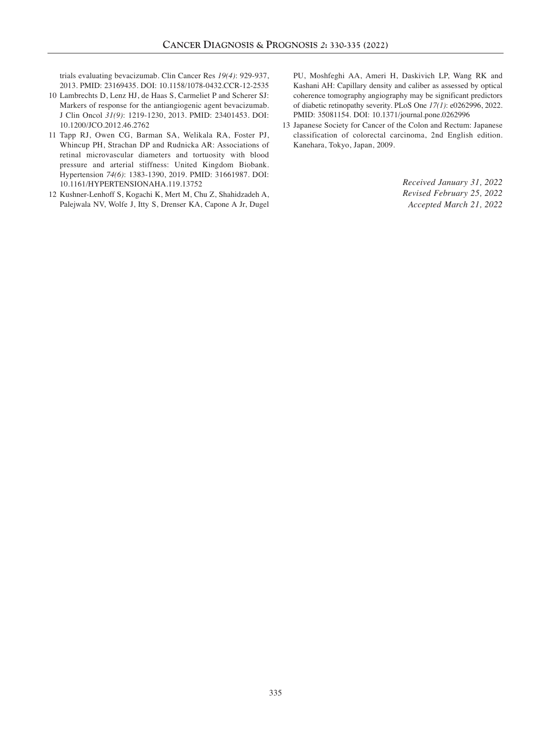trials evaluating bevacizumab. Clin Cancer Res *19(4)*: 929-937, 2013. PMID: 23169435. DOI: 10.1158/1078-0432.CCR-12-2535

10 Lambrechts D, Lenz HJ, de Haas S, Carmeliet P and Scherer SJ: Markers of response for the antiangiogenic agent bevacizumab. J Clin Oncol *31(9)*: 1219-1230, 2013. PMID: 23401453. DOI: 10.1200/JCO.2012.46.2762

11 Tapp RJ, Owen CG, Barman SA, Welikala RA, Foster PJ, Whincup PH, Strachan DP and Rudnicka AR: Associations of retinal microvascular diameters and tortuosity with blood pressure and arterial stiffness: United Kingdom Biobank. Hypertension *74(6)*: 1383-1390, 2019. PMID: 31661987. DOI: 10.1161/HYPERTENSIONAHA.119.13752

12 Kushner-Lenhoff S, Kogachi K, Mert M, Chu Z, Shahidzadeh A, Palejwala NV, Wolfe J, Itty S, Drenser KA, Capone A Jr, Dugel PU, Moshfeghi AA, Ameri H, Daskivich LP, Wang RK and Kashani AH: Capillary density and caliber as assessed by optical coherence tomography angiography may be significant predictors of diabetic retinopathy severity. PLoS One *17(1)*: e0262996, 2022. PMID: 35081154. DOI: 10.1371/journal.pone.0262996

13 Japanese Society for Cancer of the Colon and Rectum: Japanese classification of colorectal carcinoma, 2nd English edition. Kanehara, Tokyo, Japan, 2009.

*Received January 31, 2022*
*Revised February 25, 2022*
*Accepted March 21, 2022*